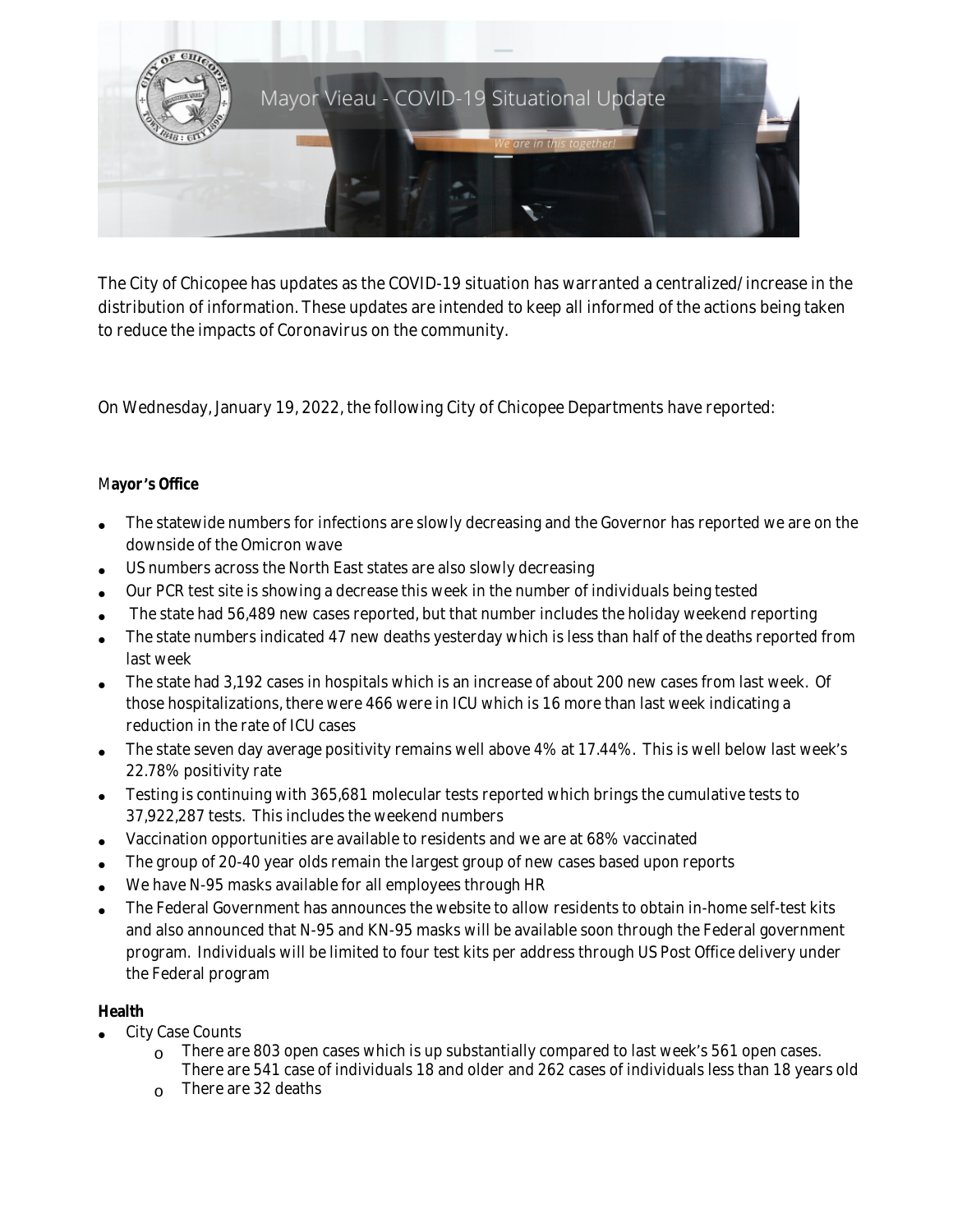Mayor Vieau - COVID-19 Situational Update

*We are in this together!*

The City of Chicopee has updates as the COVID-19 situation has warranted a centralized/increase in the distribution of information. These updates are intended to keep all informed of the actions being taken to reduce the impacts of Coronavirus on the community.

On Wednesday, January 19, 2022, the following City of Chicopee Departments have reported:

**Mayor's Office**

- The statewide numbers for infections are slowly decreasing and the Governor has reported we are on the downside of the Omicron wave
- US numbers across the North East states are also slowly decreasing
- Our PCR test site is showing a decrease this week in the number of individuals being tested
- The state had 56,489 new cases reported, but that number includes the holiday weekend reporting
- The state numbers indicated 47 new deaths yesterday which is less than half of the deaths reported from last week
- The state had 3,192 cases in hospitals which is an increase of about 200 new cases from last week. Of those hospitalizations, there were 466 were in ICU which is 16 more than last week indicating a reduction in the rate of ICU cases
- The state seven day average positivity remains well above 4% at 17.44%. This is well below last week's 22.78% positivity rate
- Testing is continuing with 365,681 molecular tests reported which brings the cumulative tests to 37,922,287 tests. This includes the weekend numbers
- Vaccination opportunities are available to residents and we are at 68% vaccinated
- The group of 20-40 year olds remain the largest group of new cases based upon reports
- We have N-95 masks available for all employees through HR
- The Federal Government has announces the website to allow residents to obtain in-home self-test kits and also announced that N-95 and KN-95 masks will be available soon through the Federal government program. Individuals will be limited to four test kits per address through US Post Office delivery under the Federal program

**Health**

- City Case Counts
  - There are 803 open cases which is up substantially compared to last week's 561 open cases. There are 541 case of individuals 18 and older and 262 cases of individuals less than 18 years old
  - There are 32 deaths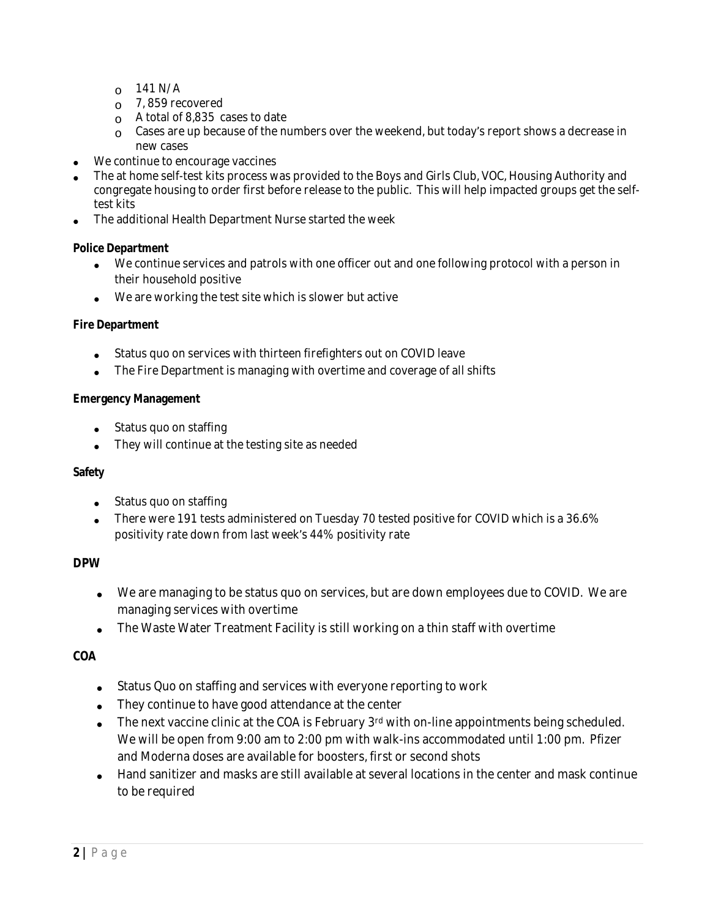- 141 N/A
  - 7, 859 recovered
  - A total of 8,835 cases to date
  - Cases are up because of the numbers over the weekend, but today's report shows a decrease in new cases
- We continue to encourage vaccines
- The at home self-test kits process was provided to the Boys and Girls Club, VOC, Housing Authority and congregate housing to order first before release to the public. This will help impacted groups get the self-test kits
- The additional Health Department Nurse started the week

**Police Department**

- We continue services and patrols with one officer out and one following protocol with a person in their household positive
- We are working the test site which is slower but active

**Fire Department**

- Status quo on services with thirteen firefighters out on COVID leave
- The Fire Department is managing with overtime and coverage of all shifts

**Emergency Management**

- Status quo on staffing
- They will continue at the testing site as needed

**Safety**

- Status quo on staffing
- There were 191 tests administered on Tuesday 70 tested positive for COVID which is a 36.6% positivity rate down from last week's 44% positivity rate

**DPW**

- We are managing to be status quo on services, but are down employees due to COVID. We are managing services with overtime
- The Waste Water Treatment Facility is still working on a thin staff with overtime

**COA**

- Status Quo on staffing and services with everyone reporting to work
- They continue to have good attendance at the center
- The next vaccine clinic at the COA is February 3rd with on-line appointments being scheduled. We will be open from 9:00 am to 2:00 pm with walk-ins accommodated until 1:00 pm. Pfizer and Moderna doses are available for boosters, first or second shots
- Hand sanitizer and masks are still available at several locations in the center and mask continue to be required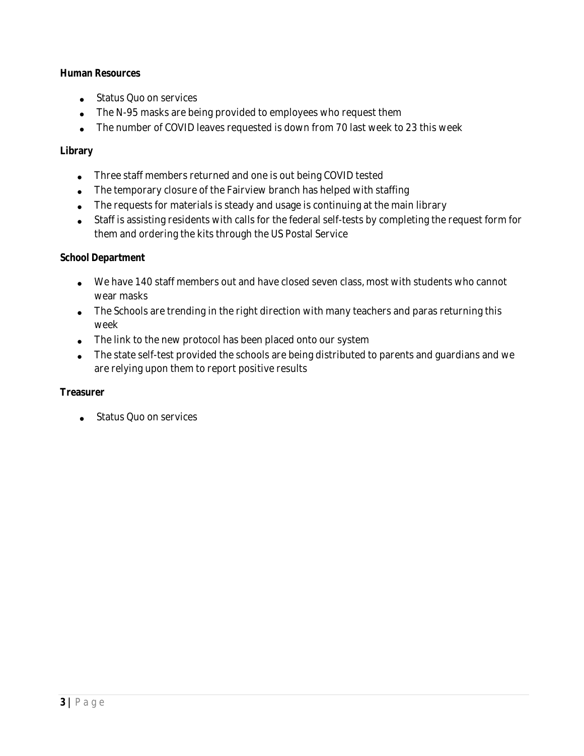**Human Resources**

- Status Quo on services
- The N-95 masks are being provided to employees who request them
- The number of COVID leaves requested is down from 70 last week to 23 this week

**Library**

- Three staff members returned and one is out being COVID tested
- The temporary closure of the Fairview branch has helped with staffing
- The requests for materials is steady and usage is continuing at the main library
- Staff is assisting residents with calls for the federal self-tests by completing the request form for them and ordering the kits through the US Postal Service

**School Department**

- We have 140 staff members out and have closed seven class, most with students who cannot wear masks
- The Schools are trending in the right direction with many teachers and paras returning this week
- The link to the new protocol has been placed onto our system
- The state self-test provided the schools are being distributed to parents and guardians and we are relying upon them to report positive results

**Treasurer**

- Status Quo on services